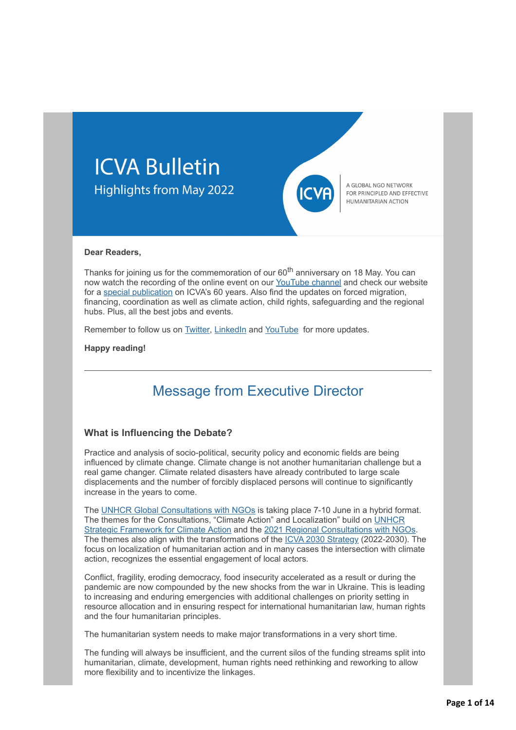# ICVA Bulletin

Highlights from May 2022

A GLOBAL NGO NETWORK FOR PRINCIPLED AND EFFECTIVE HUMANITARIAN ACTION

**Dear Readers,**

Thanks for joining us for the commemoration of our 60th anniversary on 18 May. You can now watch the recording of the online event on our YouTube channel and check our website for a special publication on ICVA's 60 years. Also find the updates on forced migration, financing, coordination as well as climate action, child rights, safeguarding and the regional hubs. Plus, all the best jobs and events.

Remember to follow us on Twitter, LinkedIn and YouTube for more updates.

**Happy reading!**

---

## Message from Executive Director

### What is Influencing the Debate?

Practice and analysis of socio-political, security policy and economic fields are being influenced by climate change. Climate change is not another humanitarian challenge but a real game changer. Climate related disasters have already contributed to large scale displacements and the number of forcibly displaced persons will continue to significantly increase in the years to come.

The UNHCR Global Consultations with NGOs is taking place 7-10 June in a hybrid format. The themes for the Consultations, "Climate Action" and Localization" build on UNHCR Strategic Framework for Climate Action and the 2021 Regional Consultations with NGOs. The themes also align with the transformations of the ICVA 2030 Strategy (2022-2030). The focus on localization of humanitarian action and in many cases the intersection with climate action, recognizes the essential engagement of local actors.

Conflict, fragility, eroding democracy, food insecurity accelerated as a result or during the pandemic are now compounded by the new shocks from the war in Ukraine. This is leading to increasing and enduring emergencies with additional challenges on priority setting in resource allocation and in ensuring respect for international humanitarian law, human rights and the four humanitarian principles.

The humanitarian system needs to make major transformations in a very short time.

The funding will always be insufficient, and the current silos of the funding streams split into humanitarian, climate, development, human rights need rethinking and reworking to allow more flexibility and to incentivize the linkages.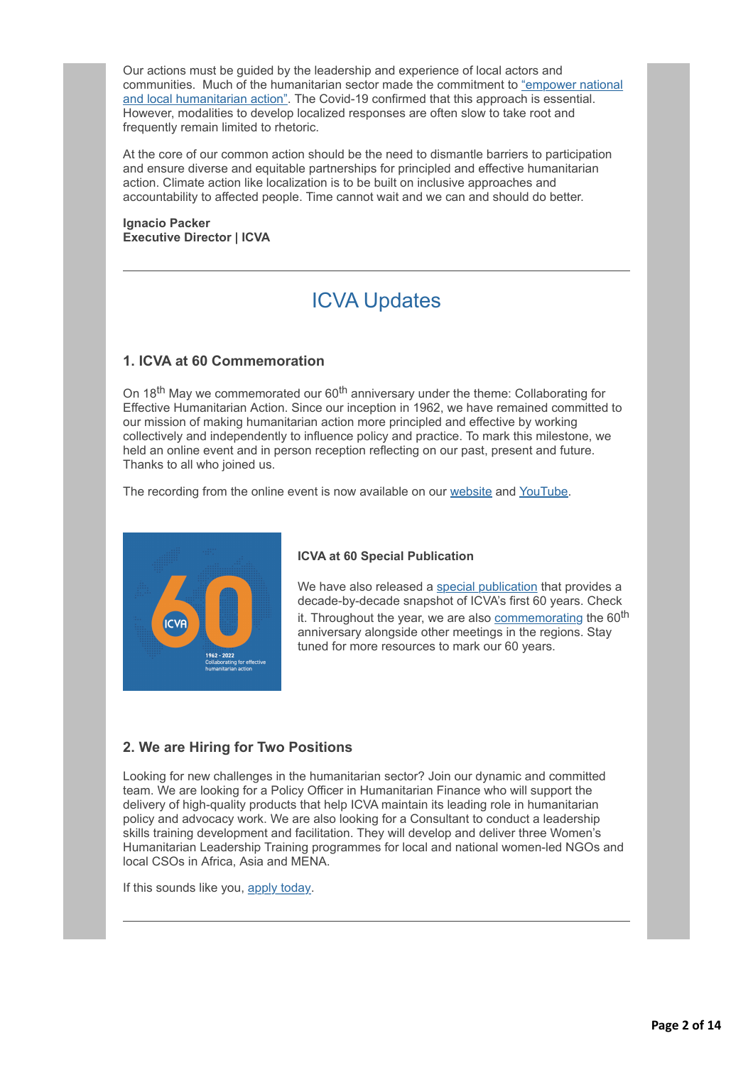Our actions must be guided by the leadership and experience of local actors and communities. Much of the humanitarian sector made the commitment to "empower national and local humanitarian action". The Covid-19 confirmed that this approach is essential. However, modalities to develop localized responses are often slow to take root and frequently remain limited to rhetoric.

At the core of our common action should be the need to dismantle barriers to participation and ensure diverse and equitable partnerships for principled and effective humanitarian action. Climate action like localization is to be built on inclusive approaches and accountability to affected people. Time cannot wait and we can and should do better.

**Ignacio Packer**
**Executive Director | ICVA**

---

# ICVA Updates

### 1. ICVA at 60 Commemoration

On 18th May we commemorated our 60th anniversary under the theme: Collaborating for Effective Humanitarian Action. Since our inception in 1962, we have remained committed to our mission of making humanitarian action more principled and effective by working collectively and independently to influence policy and practice. To mark this milestone, we held an online event and in person reception reflecting on our past, present and future. Thanks to all who joined us.

The recording from the online event is now available on our website and YouTube.

**ICVA at 60 Special Publication**

We have also released a special publication that provides a decade-by-decade snapshot of ICVA's first 60 years. Check it. Throughout the year, we are also commemorating the 60th anniversary alongside other meetings in the regions. Stay tuned for more resources to mark our 60 years.

### 2. We are Hiring for Two Positions

Looking for new challenges in the humanitarian sector? Join our dynamic and committed team. We are looking for a Policy Officer in Humanitarian Finance who will support the delivery of high-quality products that help ICVA maintain its leading role in humanitarian policy and advocacy work. We are also looking for a Consultant to conduct a leadership skills training development and facilitation. They will develop and deliver three Women's Humanitarian Leadership Training programmes for local and national women-led NGOs and local CSOs in Africa, Asia and MENA.

If this sounds like you, apply today.

---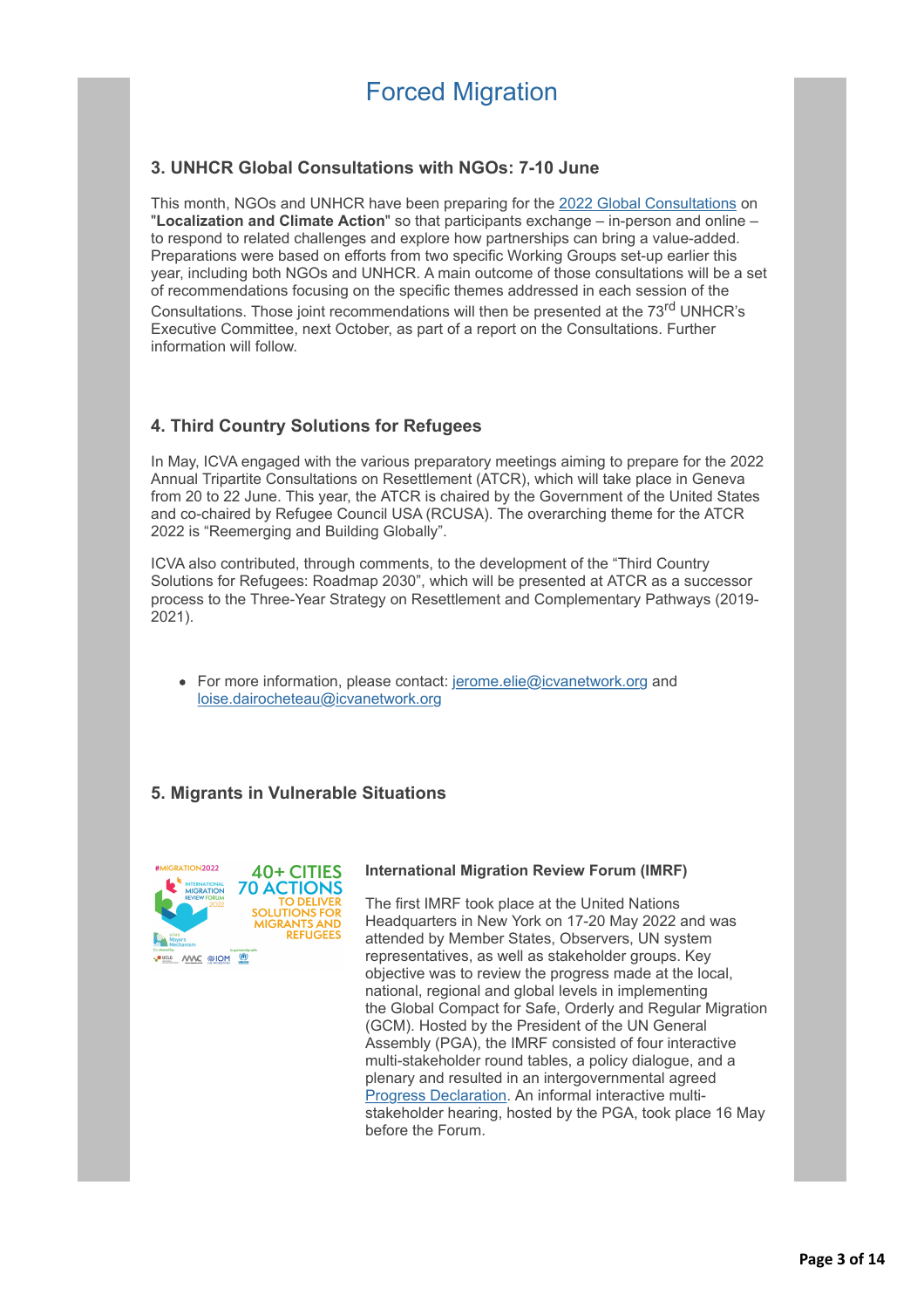# Forced Migration

### 3. UNHCR Global Consultations with NGOs: 7-10 June

This month, NGOs and UNHCR have been preparing for the 2022 Global Consultations on "**Localization and Climate Action**" so that participants exchange – in-person and online – to respond to related challenges and explore how partnerships can bring a value-added. Preparations were based on efforts from two specific Working Groups set-up earlier this year, including both NGOs and UNHCR. A main outcome of those consultations will be a set of recommendations focusing on the specific themes addressed in each session of the Consultations. Those joint recommendations will then be presented at the 73rd UNHCR's Executive Committee, next October, as part of a report on the Consultations. Further information will follow.

### 4. Third Country Solutions for Refugees

In May, ICVA engaged with the various preparatory meetings aiming to prepare for the 2022 Annual Tripartite Consultations on Resettlement (ATCR), which will take place in Geneva from 20 to 22 June. This year, the ATCR is chaired by the Government of the United States and co-chaired by Refugee Council USA (RCUSA). The overarching theme for the ATCR 2022 is "Reemerging and Building Globally".

ICVA also contributed, through comments, to the development of the "Third Country Solutions for Refugees: Roadmap 2030", which will be presented at ATCR as a successor process to the Three-Year Strategy on Resettlement and Complementary Pathways (2019-2021).

- For more information, please contact: jerome.elie@icvanetwork.org and loise.dairocheteau@icvanetwork.org

### 5. Migrants in Vulnerable Situations

**International Migration Review Forum (IMRF)**

The first IMRF took place at the United Nations Headquarters in New York on 17-20 May 2022 and was attended by Member States, Observers, UN system representatives, as well as stakeholder groups. Key objective was to review the progress made at the local, national, regional and global levels in implementing the Global Compact for Safe, Orderly and Regular Migration (GCM). Hosted by the President of the UN General Assembly (PGA), the IMRF consisted of four interactive multi-stakeholder round tables, a policy dialogue, and a plenary and resulted in an intergovernmental agreed Progress Declaration. An informal interactive multi-stakeholder hearing, hosted by the PGA, took place 16 May before the Forum.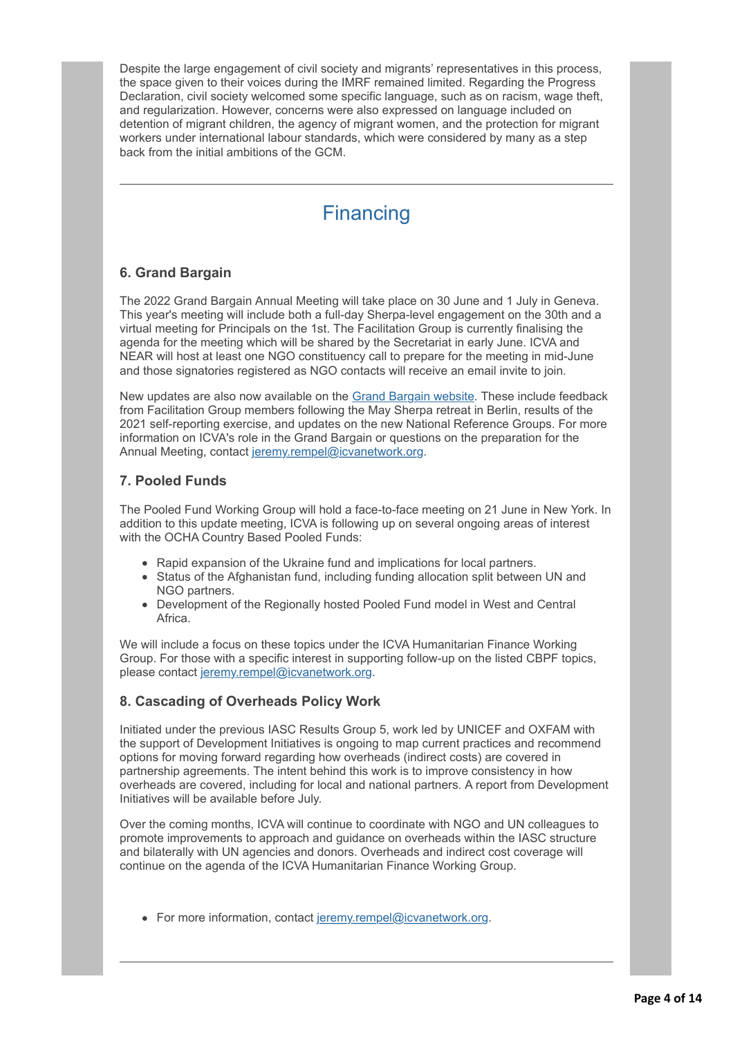Despite the large engagement of civil society and migrants' representatives in this process, the space given to their voices during the IMRF remained limited. Regarding the Progress Declaration, civil society welcomed some specific language, such as on racism, wage theft, and regularization. However, concerns were also expressed on language included on detention of migrant children, the agency of migrant women, and the protection for migrant workers under international labour standards, which were considered by many as a step back from the initial ambitions of the GCM.

---

## Financing

### 6. Grand Bargain

The 2022 Grand Bargain Annual Meeting will take place on 30 June and 1 July in Geneva. This year's meeting will include both a full-day Sherpa-level engagement on the 30th and a virtual meeting for Principals on the 1st. The Facilitation Group is currently finalising the agenda for the meeting which will be shared by the Secretariat in early June. ICVA and NEAR will host at least one NGO constituency call to prepare for the meeting in mid-June and those signatories registered as NGO contacts will receive an email invite to join.

New updates are also now available on the Grand Bargain website. These include feedback from Facilitation Group members following the May Sherpa retreat in Berlin, results of the 2021 self-reporting exercise, and updates on the new National Reference Groups. For more information on ICVA's role in the Grand Bargain or questions on the preparation for the Annual Meeting, contact jeremy.rempel@icvanetwork.org.

### 7. Pooled Funds

The Pooled Fund Working Group will hold a face-to-face meeting on 21 June in New York. In addition to this update meeting, ICVA is following up on several ongoing areas of interest with the OCHA Country Based Pooled Funds:

- Rapid expansion of the Ukraine fund and implications for local partners.
- Status of the Afghanistan fund, including funding allocation split between UN and NGO partners.
- Development of the Regionally hosted Pooled Fund model in West and Central Africa.

We will include a focus on these topics under the ICVA Humanitarian Finance Working Group. For those with a specific interest in supporting follow-up on the listed CBPF topics, please contact jeremy.rempel@icvanetwork.org.

### 8. Cascading of Overheads Policy Work

Initiated under the previous IASC Results Group 5, work led by UNICEF and OXFAM with the support of Development Initiatives is ongoing to map current practices and recommend options for moving forward regarding how overheads (indirect costs) are covered in partnership agreements. The intent behind this work is to improve consistency in how overheads are covered, including for local and national partners. A report from Development Initiatives will be available before July.

Over the coming months, ICVA will continue to coordinate with NGO and UN colleagues to promote improvements to approach and guidance on overheads within the IASC structure and bilaterally with UN agencies and donors. Overheads and indirect cost coverage will continue on the agenda of the ICVA Humanitarian Finance Working Group.

- For more information, contact jeremy.rempel@icvanetwork.org.

---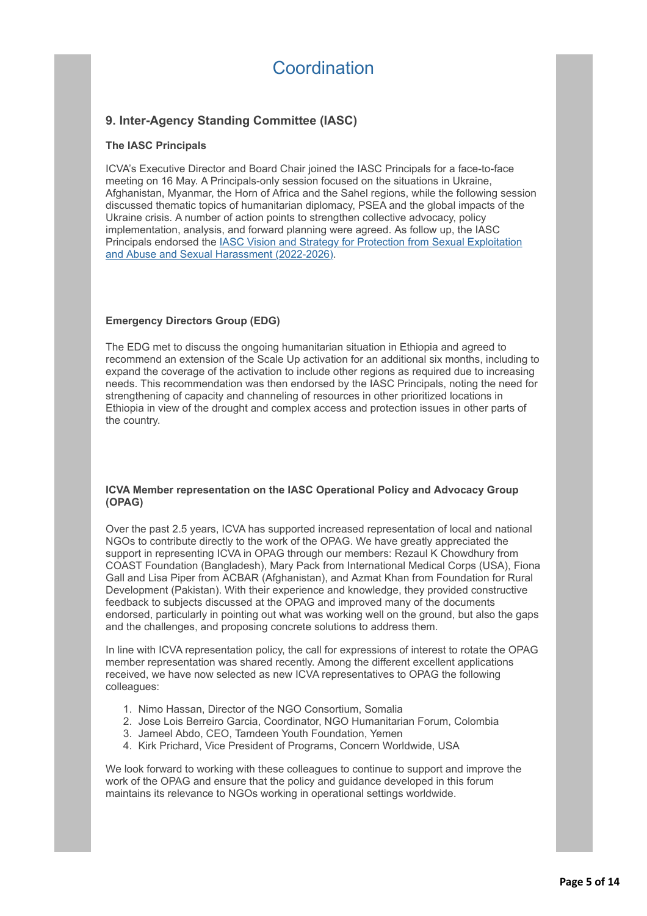# Coordination

## 9. Inter-Agency Standing Committee (IASC)

### The IASC Principals

ICVA's Executive Director and Board Chair joined the IASC Principals for a face-to-face meeting on 16 May. A Principals-only session focused on the situations in Ukraine, Afghanistan, Myanmar, the Horn of Africa and the Sahel regions, while the following session discussed thematic topics of humanitarian diplomacy, PSEA and the global impacts of the Ukraine crisis. A number of action points to strengthen collective advocacy, policy implementation, analysis, and forward planning were agreed. As follow up, the IASC Principals endorsed the IASC Vision and Strategy for Protection from Sexual Exploitation and Abuse and Sexual Harassment (2022-2026).

### Emergency Directors Group (EDG)

The EDG met to discuss the ongoing humanitarian situation in Ethiopia and agreed to recommend an extension of the Scale Up activation for an additional six months, including to expand the coverage of the activation to include other regions as required due to increasing needs. This recommendation was then endorsed by the IASC Principals, noting the need for strengthening of capacity and channeling of resources in other prioritized locations in Ethiopia in view of the drought and complex access and protection issues in other parts of the country.

### ICVA Member representation on the IASC Operational Policy and Advocacy Group (OPAG)

Over the past 2.5 years, ICVA has supported increased representation of local and national NGOs to contribute directly to the work of the OPAG. We have greatly appreciated the support in representing ICVA in OPAG through our members: Rezaul K Chowdhury from COAST Foundation (Bangladesh), Mary Pack from International Medical Corps (USA), Fiona Gall and Lisa Piper from ACBAR (Afghanistan), and Azmat Khan from Foundation for Rural Development (Pakistan). With their experience and knowledge, they provided constructive feedback to subjects discussed at the OPAG and improved many of the documents endorsed, particularly in pointing out what was working well on the ground, but also the gaps and the challenges, and proposing concrete solutions to address them.

In line with ICVA representation policy, the call for expressions of interest to rotate the OPAG member representation was shared recently. Among the different excellent applications received, we have now selected as new ICVA representatives to OPAG the following colleagues:

1. Nimo Hassan, Director of the NGO Consortium, Somalia
2. Jose Lois Berreiro Garcia, Coordinator, NGO Humanitarian Forum, Colombia
3. Jameel Abdo, CEO, Tamdeen Youth Foundation, Yemen
4. Kirk Prichard, Vice President of Programs, Concern Worldwide, USA

We look forward to working with these colleagues to continue to support and improve the work of the OPAG and ensure that the policy and guidance developed in this forum maintains its relevance to NGOs working in operational settings worldwide.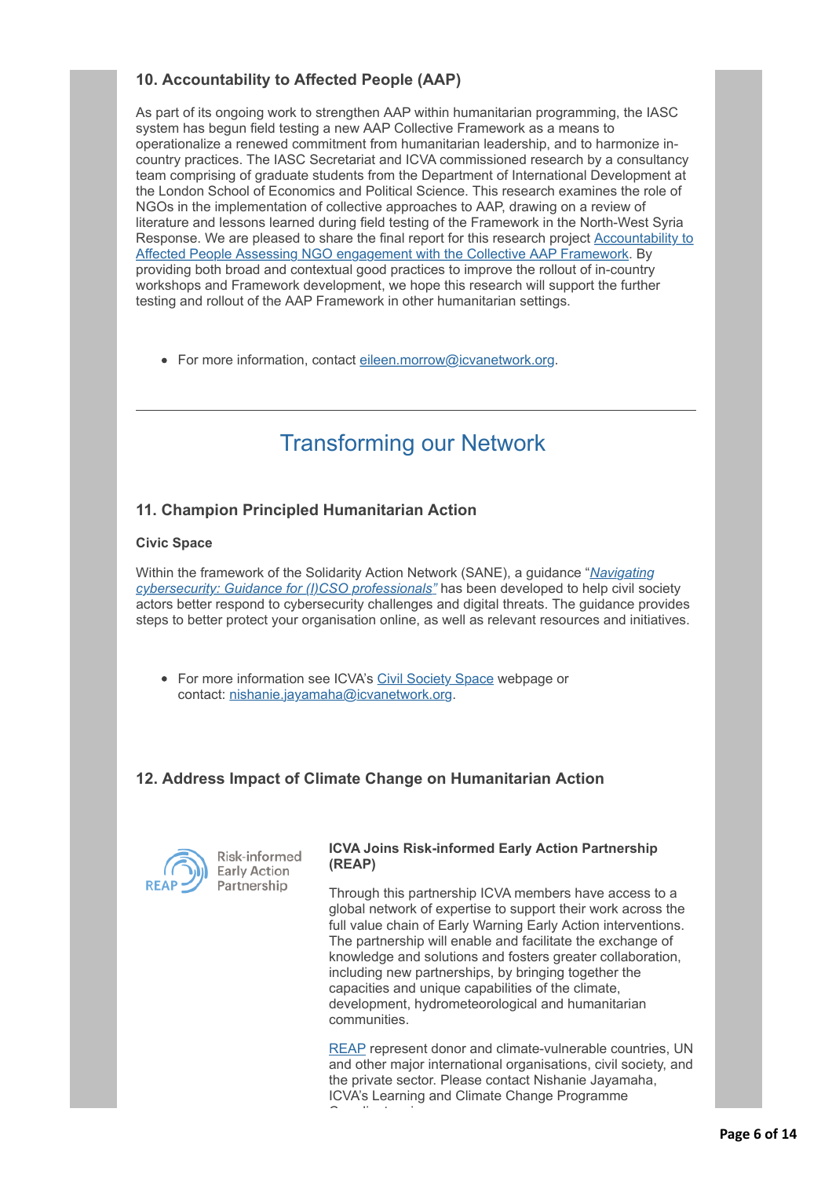### 10. Accountability to Affected People (AAP)

As part of its ongoing work to strengthen AAP within humanitarian programming, the IASC system has begun field testing a new AAP Collective Framework as a means to operationalize a renewed commitment from humanitarian leadership, and to harmonize in-country practices. The IASC Secretariat and ICVA commissioned research by a consultancy team comprising of graduate students from the Department of International Development at the London School of Economics and Political Science. This research examines the role of NGOs in the implementation of collective approaches to AAP, drawing on a review of literature and lessons learned during field testing of the Framework in the North-West Syria Response. We are pleased to share the final report for this research project Accountability to Affected People Assessing NGO engagement with the Collective AAP Framework. By providing both broad and contextual good practices to improve the rollout of in-country workshops and Framework development, we hope this research will support the further testing and rollout of the AAP Framework in other humanitarian settings.

- For more information, contact eileen.morrow@icvanetwork.org.

---

## Transforming our Network

### 11. Champion Principled Humanitarian Action

**Civic Space**

Within the framework of the Solidarity Action Network (SANE), a guidance "*Navigating cybersecurity: Guidance for (I)CSO professionals"* has been developed to help civil society actors better respond to cybersecurity challenges and digital threats. The guidance provides steps to better protect your organisation online, as well as relevant resources and initiatives.

- For more information see ICVA's Civil Society Space webpage or contact: nishanie.jayamaha@icvanetwork.org.

### 12. Address Impact of Climate Change on Humanitarian Action

REAP Risk-informed Early Action Partnership

**ICVA Joins Risk-informed Early Action Partnership (REAP)**

Through this partnership ICVA members have access to a global network of expertise to support their work across the full value chain of Early Warning Early Action interventions. The partnership will enable and facilitate the exchange of knowledge and solutions and fosters greater collaboration, including new partnerships, by bringing together the capacities and unique capabilities of the climate, development, hydrometeorological and humanitarian communities.

REAP represent donor and climate-vulnerable countries, UN and other major international organisations, civil society, and the private sector. Please contact Nishanie Jayamaha, ICVA's Learning and Climate Change Programme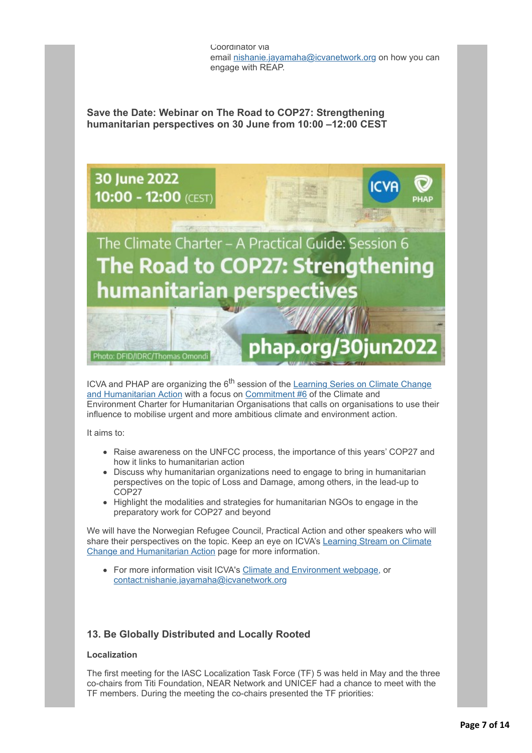Coordinator via email nishanie.jayamaha@icvanetwork.org on how you can engage with REAP.

**Save the Date: Webinar on The Road to COP27: Strengthening humanitarian perspectives on 30 June from 10:00 –12:00 CEST**

30 June 2022
10:00 - 12:00 (CEST)

The Climate Charter – A Practical Guide: Session 6
**The Road to COP27: Strengthening humanitarian perspectives**

phap.org/30jun2022

Photo: DFID/IDRC/Thomas Omondi

ICVA and PHAP are organizing the 6th session of the Learning Series on Climate Change and Humanitarian Action with a focus on Commitment #6 of the Climate and Environment Charter for Humanitarian Organisations that calls on organisations to use their influence to mobilise urgent and more ambitious climate and environment action.

It aims to:

- Raise awareness on the UNFCC process, the importance of this years' COP27 and how it links to humanitarian action
- Discuss why humanitarian organizations need to engage to bring in humanitarian perspectives on the topic of Loss and Damage, among others, in the lead-up to COP27
- Highlight the modalities and strategies for humanitarian NGOs to engage in the preparatory work for COP27 and beyond

We will have the Norwegian Refugee Council, Practical Action and other speakers who will share their perspectives on the topic. Keep an eye on ICVA's Learning Stream on Climate Change and Humanitarian Action page for more information.

- For more information visit ICVA's Climate and Environment webpage, or contact:nishanie.jayamaha@icvanetwork.org

### 13. Be Globally Distributed and Locally Rooted

**Localization**

The first meeting for the IASC Localization Task Force (TF) 5 was held in May and the three co-chairs from Titi Foundation, NEAR Network and UNICEF had a chance to meet with the TF members. During the meeting the co-chairs presented the TF priorities: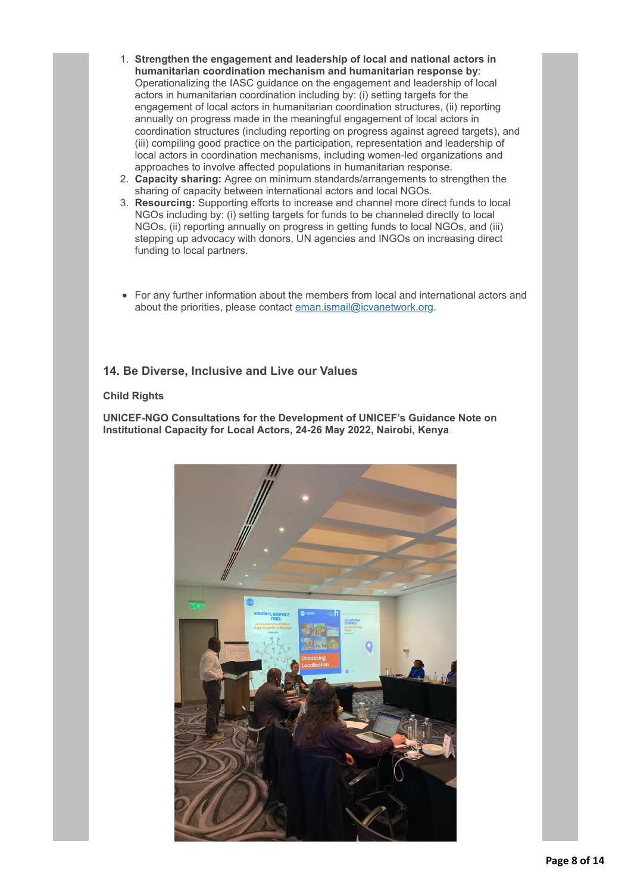1. **Strengthen the engagement and leadership of local and national actors in humanitarian coordination mechanism and humanitarian response by**: Operationalizing the IASC guidance on the engagement and leadership of local actors in humanitarian coordination including by: (i) setting targets for the engagement of local actors in humanitarian coordination structures, (ii) reporting annually on progress made in the meaningful engagement of local actors in coordination structures (including reporting on progress against agreed targets), and (iii) compiling good practice on the participation, representation and leadership of local actors in coordination mechanisms, including women-led organizations and approaches to involve affected populations in humanitarian response.
2. **Capacity sharing:** Agree on minimum standards/arrangements to strengthen the sharing of capacity between international actors and local NGOs.
3. **Resourcing:** Supporting efforts to increase and channel more direct funds to local NGOs including by: (i) setting targets for funds to be channeled directly to local NGOs, (ii) reporting annually on progress in getting funds to local NGOs, and (iii) stepping up advocacy with donors, UN agencies and INGOs on increasing direct funding to local partners.

- For any further information about the members from local and international actors and about the priorities, please contact [eman.ismail@icvanetwork.org](mailto:eman.ismail@icvanetwork.org).

### 14. Be Diverse, Inclusive and Live our Values

**Child Rights**

**UNICEF-NGO Consultations for the Development of UNICEF's Guidance Note on Institutional Capacity for Local Actors, 24-26 May 2022, Nairobi, Kenya**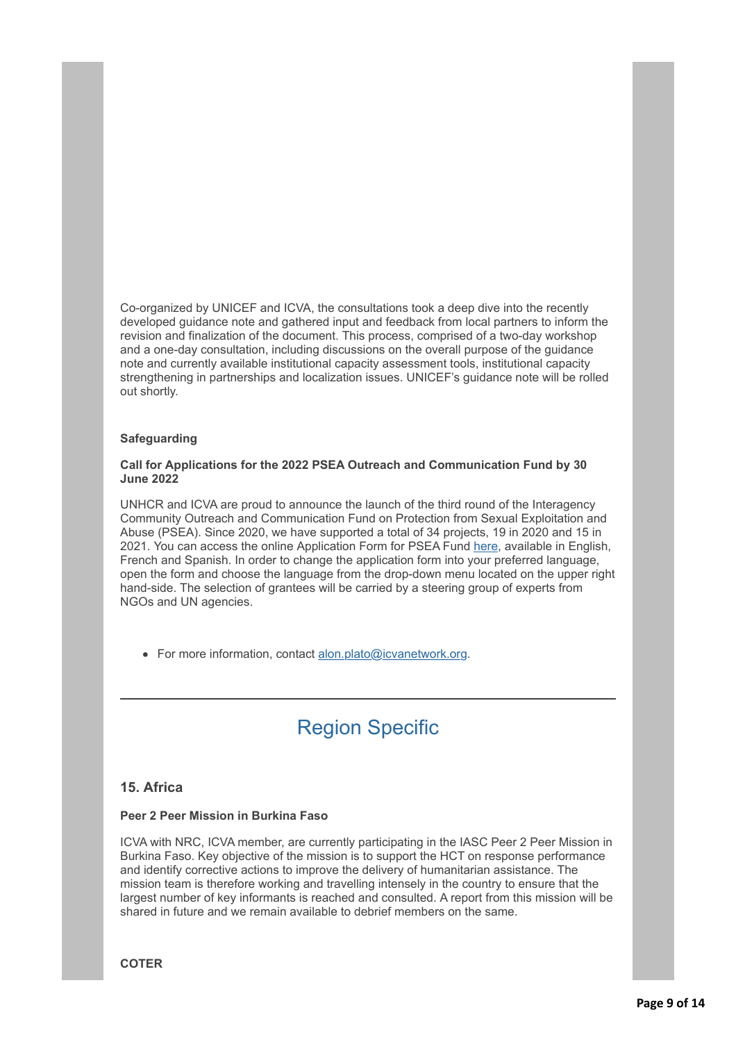Co-organized by UNICEF and ICVA, the consultations took a deep dive into the recently developed guidance note and gathered input and feedback from local partners to inform the revision and finalization of the document. This process, comprised of a two-day workshop and a one-day consultation, including discussions on the overall purpose of the guidance note and currently available institutional capacity assessment tools, institutional capacity strengthening in partnerships and localization issues. UNICEF's guidance note will be rolled out shortly.

**Safeguarding**

**Call for Applications for the 2022 PSEA Outreach and Communication Fund by 30 June 2022**

UNHCR and ICVA are proud to announce the launch of the third round of the Interagency Community Outreach and Communication Fund on Protection from Sexual Exploitation and Abuse (PSEA). Since 2020, we have supported a total of 34 projects, 19 in 2020 and 15 in 2021. You can access the online Application Form for PSEA Fund here, available in English, French and Spanish. In order to change the application form into your preferred language, open the form and choose the language from the drop-down menu located on the upper right hand-side. The selection of grantees will be carried by a steering group of experts from NGOs and UN agencies.

- For more information, contact alon.plato@icvanetwork.org.

---

## Region Specific

### 15. Africa

**Peer 2 Peer Mission in Burkina Faso**

ICVA with NRC, ICVA member, are currently participating in the IASC Peer 2 Peer Mission in Burkina Faso. Key objective of the mission is to support the HCT on response performance and identify corrective actions to improve the delivery of humanitarian assistance. The mission team is therefore working and travelling intensely in the country to ensure that the largest number of key informants is reached and consulted. A report from this mission will be shared in future and we remain available to debrief members on the same.

**COTER**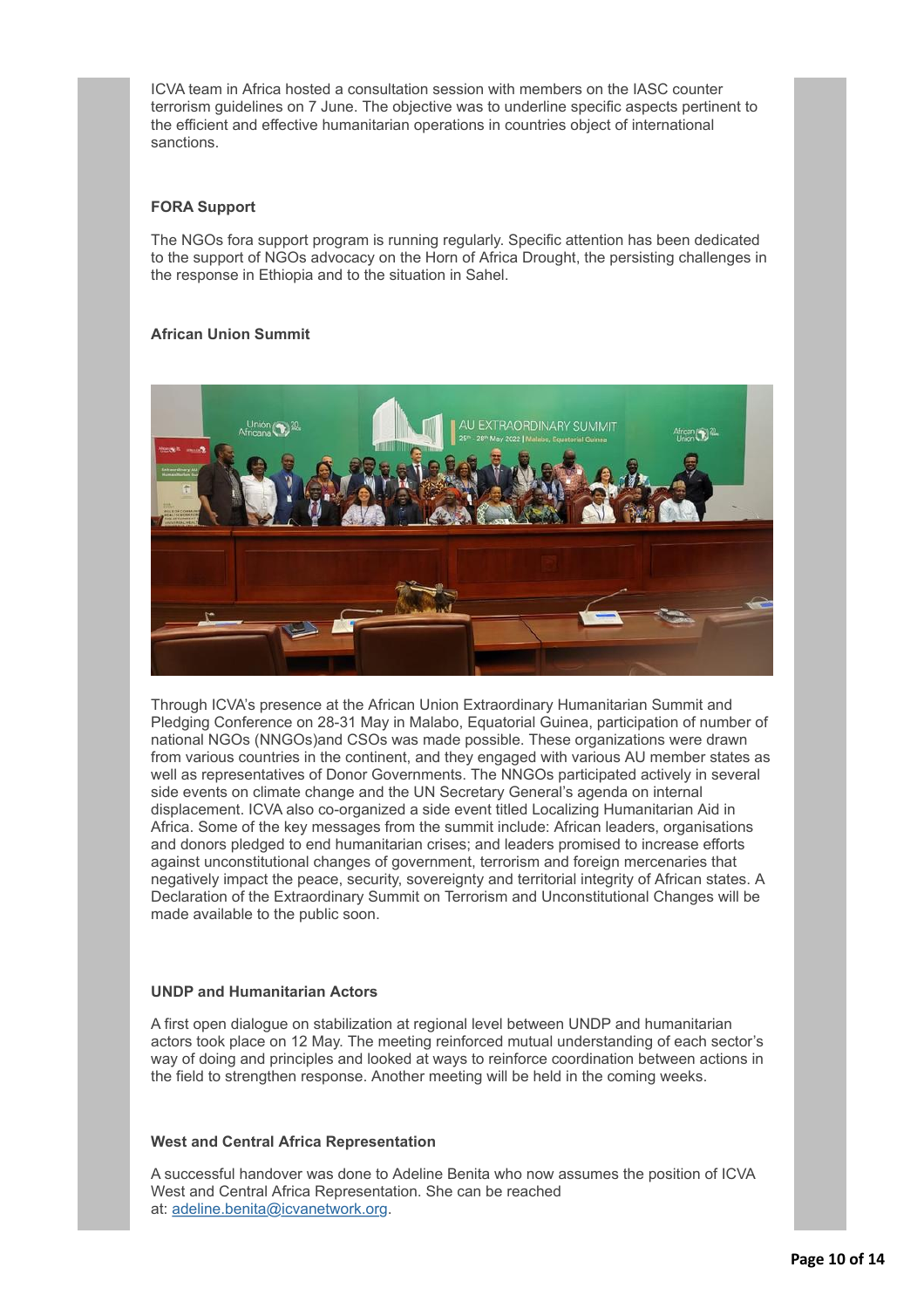ICVA team in Africa hosted a consultation session with members on the IASC counter terrorism guidelines on 7 June. The objective was to underline specific aspects pertinent to the efficient and effective humanitarian operations in countries object of international sanctions.

**FORA Support**

The NGOs fora support program is running regularly. Specific attention has been dedicated to the support of NGOs advocacy on the Horn of Africa Drought, the persisting challenges in the response in Ethiopia and to the situation in Sahel.

**African Union Summit**

Through ICVA's presence at the African Union Extraordinary Humanitarian Summit and Pledging Conference on 28-31 May in Malabo, Equatorial Guinea, participation of number of national NGOs (NNGOs)and CSOs was made possible. These organizations were drawn from various countries in the continent, and they engaged with various AU member states as well as representatives of Donor Governments. The NNGOs participated actively in several side events on climate change and the UN Secretary General's agenda on internal displacement. ICVA also co-organized a side event titled Localizing Humanitarian Aid in Africa. Some of the key messages from the summit include: African leaders, organisations and donors pledged to end humanitarian crises; and leaders promised to increase efforts against unconstitutional changes of government, terrorism and foreign mercenaries that negatively impact the peace, security, sovereignty and territorial integrity of African states. A Declaration of the Extraordinary Summit on Terrorism and Unconstitutional Changes will be made available to the public soon.

**UNDP and Humanitarian Actors**

A first open dialogue on stabilization at regional level between UNDP and humanitarian actors took place on 12 May. The meeting reinforced mutual understanding of each sector's way of doing and principles and looked at ways to reinforce coordination between actions in the field to strengthen response. Another meeting will be held in the coming weeks.

**West and Central Africa Representation**

A successful handover was done to Adeline Benita who now assumes the position of ICVA West and Central Africa Representation. She can be reached at: [adeline.benita@icvanetwork.org](mailto:adeline.benita@icvanetwork.org).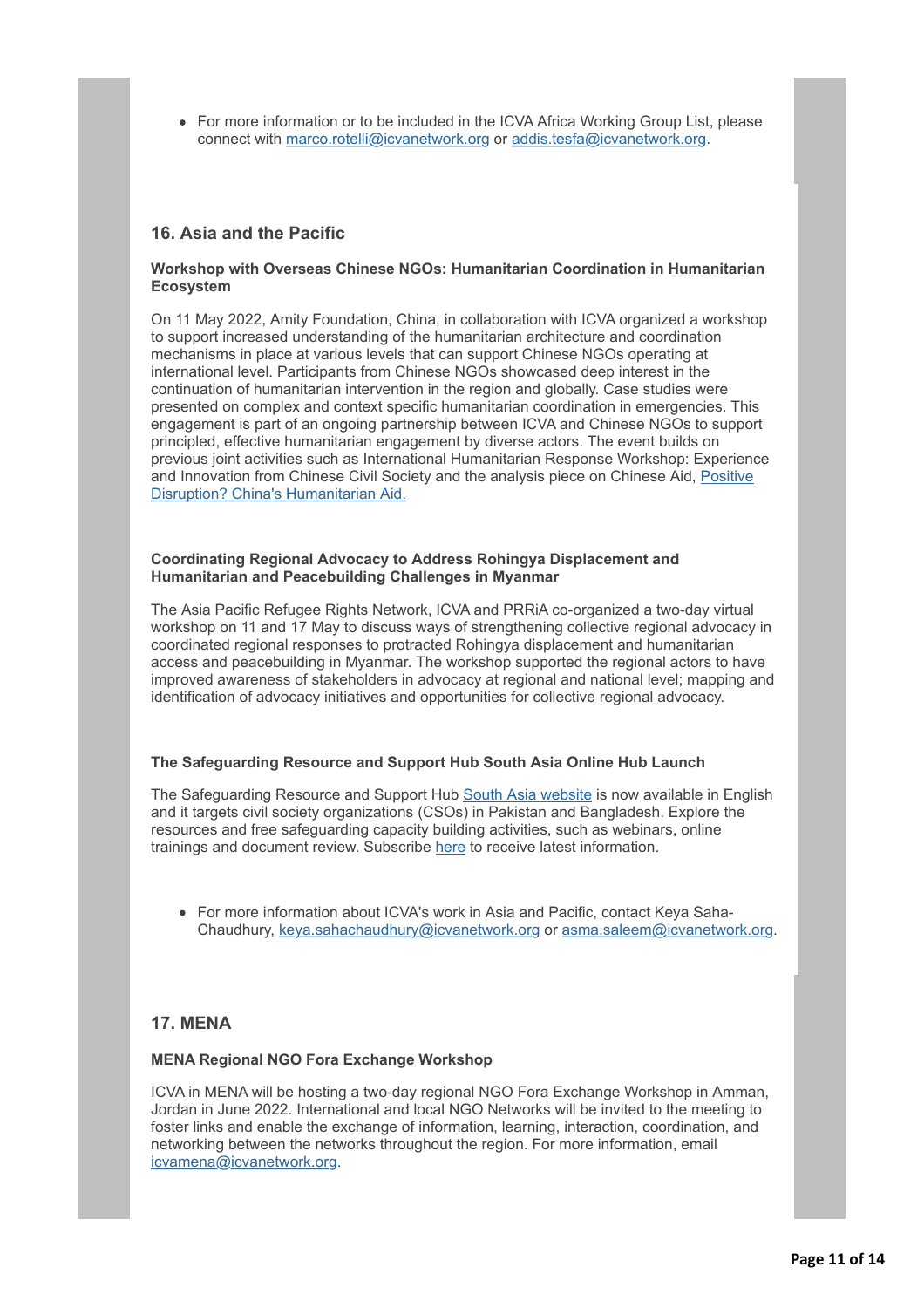- For more information or to be included in the ICVA Africa Working Group List, please connect with marco.rotelli@icvanetwork.org or addis.tesfa@icvanetwork.org.

## 16. Asia and the Pacific

**Workshop with Overseas Chinese NGOs: Humanitarian Coordination in Humanitarian Ecosystem**

On 11 May 2022, Amity Foundation, China, in collaboration with ICVA organized a workshop to support increased understanding of the humanitarian architecture and coordination mechanisms in place at various levels that can support Chinese NGOs operating at international level. Participants from Chinese NGOs showcased deep interest in the continuation of humanitarian intervention in the region and globally. Case studies were presented on complex and context specific humanitarian coordination in emergencies. This engagement is part of an ongoing partnership between ICVA and Chinese NGOs to support principled, effective humanitarian engagement by diverse actors. The event builds on previous joint activities such as International Humanitarian Response Workshop: Experience and Innovation from Chinese Civil Society and the analysis piece on Chinese Aid, Positive Disruption? China's Humanitarian Aid.

**Coordinating Regional Advocacy to Address Rohingya Displacement and Humanitarian and Peacebuilding Challenges in Myanmar**

The Asia Pacific Refugee Rights Network, ICVA and PRRiA co-organized a two-day virtual workshop on 11 and 17 May to discuss ways of strengthening collective regional advocacy in coordinated regional responses to protracted Rohingya displacement and humanitarian access and peacebuilding in Myanmar. The workshop supported the regional actors to have improved awareness of stakeholders in advocacy at regional and national level; mapping and identification of advocacy initiatives and opportunities for collective regional advocacy.

**The Safeguarding Resource and Support Hub South Asia Online Hub Launch**

The Safeguarding Resource and Support Hub South Asia website is now available in English and it targets civil society organizations (CSOs) in Pakistan and Bangladesh. Explore the resources and free safeguarding capacity building activities, such as webinars, online trainings and document review. Subscribe here to receive latest information.

- For more information about ICVA's work in Asia and Pacific, contact Keya Saha-Chaudhury, keya.sahachaudhury@icvanetwork.org or asma.saleem@icvanetwork.org.

## 17. MENA

**MENA Regional NGO Fora Exchange Workshop**

ICVA in MENA will be hosting a two-day regional NGO Fora Exchange Workshop in Amman, Jordan in June 2022. International and local NGO Networks will be invited to the meeting to foster links and enable the exchange of information, learning, interaction, coordination, and networking between the networks throughout the region. For more information, email icvamena@icvanetwork.org.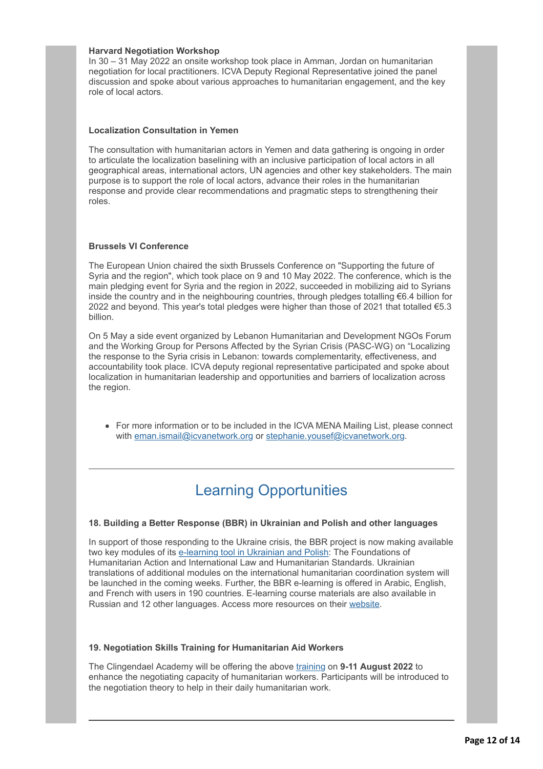**Harvard Negotiation Workshop**

In 30 – 31 May 2022 an onsite workshop took place in Amman, Jordan on humanitarian negotiation for local practitioners. ICVA Deputy Regional Representative joined the panel discussion and spoke about various approaches to humanitarian engagement, and the key role of local actors.

**Localization Consultation in Yemen**

The consultation with humanitarian actors in Yemen and data gathering is ongoing in order to articulate the localization baselining with an inclusive participation of local actors in all geographical areas, international actors, UN agencies and other key stakeholders. The main purpose is to support the role of local actors, advance their roles in the humanitarian response and provide clear recommendations and pragmatic steps to strengthening their roles.

**Brussels VI Conference**

The European Union chaired the sixth Brussels Conference on "Supporting the future of Syria and the region", which took place on 9 and 10 May 2022. The conference, which is the main pledging event for Syria and the region in 2022, succeeded in mobilizing aid to Syrians inside the country and in the neighbouring countries, through pledges totalling €6.4 billion for 2022 and beyond. This year's total pledges were higher than those of 2021 that totalled €5.3 billion.

On 5 May a side event organized by Lebanon Humanitarian and Development NGOs Forum and the Working Group for Persons Affected by the Syrian Crisis (PASC-WG) on "Localizing the response to the Syria crisis in Lebanon: towards complementarity, effectiveness, and accountability took place. ICVA deputy regional representative participated and spoke about localization in humanitarian leadership and opportunities and barriers of localization across the region.

- For more information or to be included in the ICVA MENA Mailing List, please connect with eman.ismail@icvanetwork.org or stephanie.yousef@icvanetwork.org.

---

## Learning Opportunities

**18. Building a Better Response (BBR) in Ukrainian and Polish and other languages**

In support of those responding to the Ukraine crisis, the BBR project is now making available two key modules of its e-learning tool in Ukrainian and Polish: The Foundations of Humanitarian Action and International Law and Humanitarian Standards. Ukrainian translations of additional modules on the international humanitarian coordination system will be launched in the coming weeks. Further, the BBR e-learning is offered in Arabic, English, and French with users in 190 countries. E-learning course materials are also available in Russian and 12 other languages. Access more resources on their website.

**19. Negotiation Skills Training for Humanitarian Aid Workers**

The Clingendael Academy will be offering the above training on **9-11 August 2022** to enhance the negotiating capacity of humanitarian workers. Participants will be introduced to the negotiation theory to help in their daily humanitarian work.

---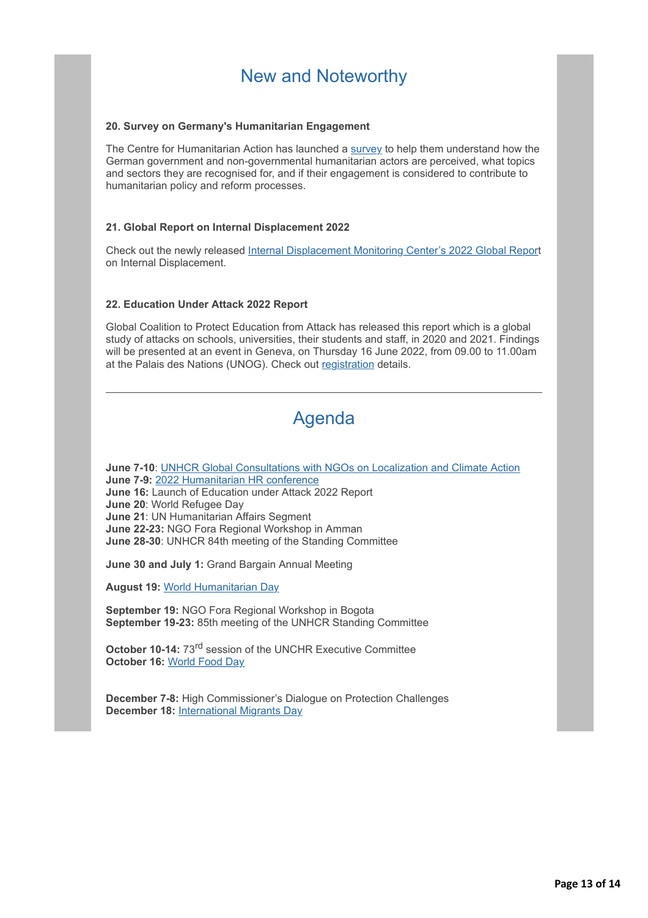# New and Noteworthy

**20. Survey on Germany's Humanitarian Engagement**

The Centre for Humanitarian Action has launched a survey to help them understand how the German government and non-governmental humanitarian actors are perceived, what topics and sectors they are recognised for, and if their engagement is considered to contribute to humanitarian policy and reform processes.

**21. Global Report on Internal Displacement 2022**

Check out the newly released Internal Displacement Monitoring Center's 2022 Global Report on Internal Displacement.

**22. Education Under Attack 2022 Report**

Global Coalition to Protect Education from Attack has released this report which is a global study of attacks on schools, universities, their students and staff, in 2020 and 2021. Findings will be presented at an event in Geneva, on Thursday 16 June 2022, from 09.00 to 11.00am at the Palais des Nations (UNOG). Check out registration details.

---

# Agenda

**June 7-10**: UNHCR Global Consultations with NGOs on Localization and Climate Action
**June 7-9:** 2022 Humanitarian HR conference
**June 16:** Launch of Education under Attack 2022 Report
**June 20**: World Refugee Day
**June 21**: UN Humanitarian Affairs Segment
**June 22-23:** NGO Fora Regional Workshop in Amman
**June 28-30**: UNHCR 84th meeting of the Standing Committee

**June 30 and July 1:** Grand Bargain Annual Meeting

**August 19:** World Humanitarian Day

**September 19:** NGO Fora Regional Workshop in Bogota
**September 19-23:** 85th meeting of the UNHCR Standing Committee

**October 10-14:** 73rd session of the UNCHR Executive Committee
**October 16:** World Food Day

**December 7-8:** High Commissioner's Dialogue on Protection Challenges
**December 18:** International Migrants Day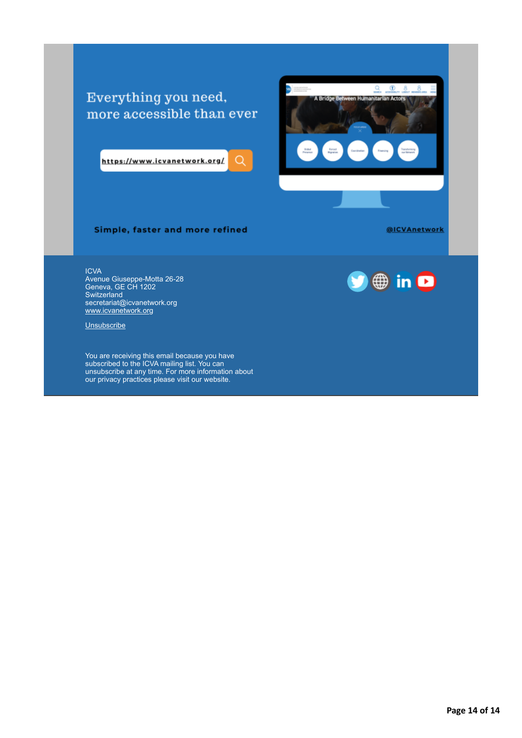Everything you need, more accessible than ever

https://www.icvanetwork.org/

Simple, faster and more refined

@ICVAnetwork

ICVA
Avenue Giuseppe-Motta 26-28
Geneva, GE CH 1202
Switzerland
secretariat@icvanetwork.org
www.icvanetwork.org

Unsubscribe

You are receiving this email because you have subscribed to the ICVA mailing list. You can unsubscribe at any time. For more information about our privacy practices please visit our website.